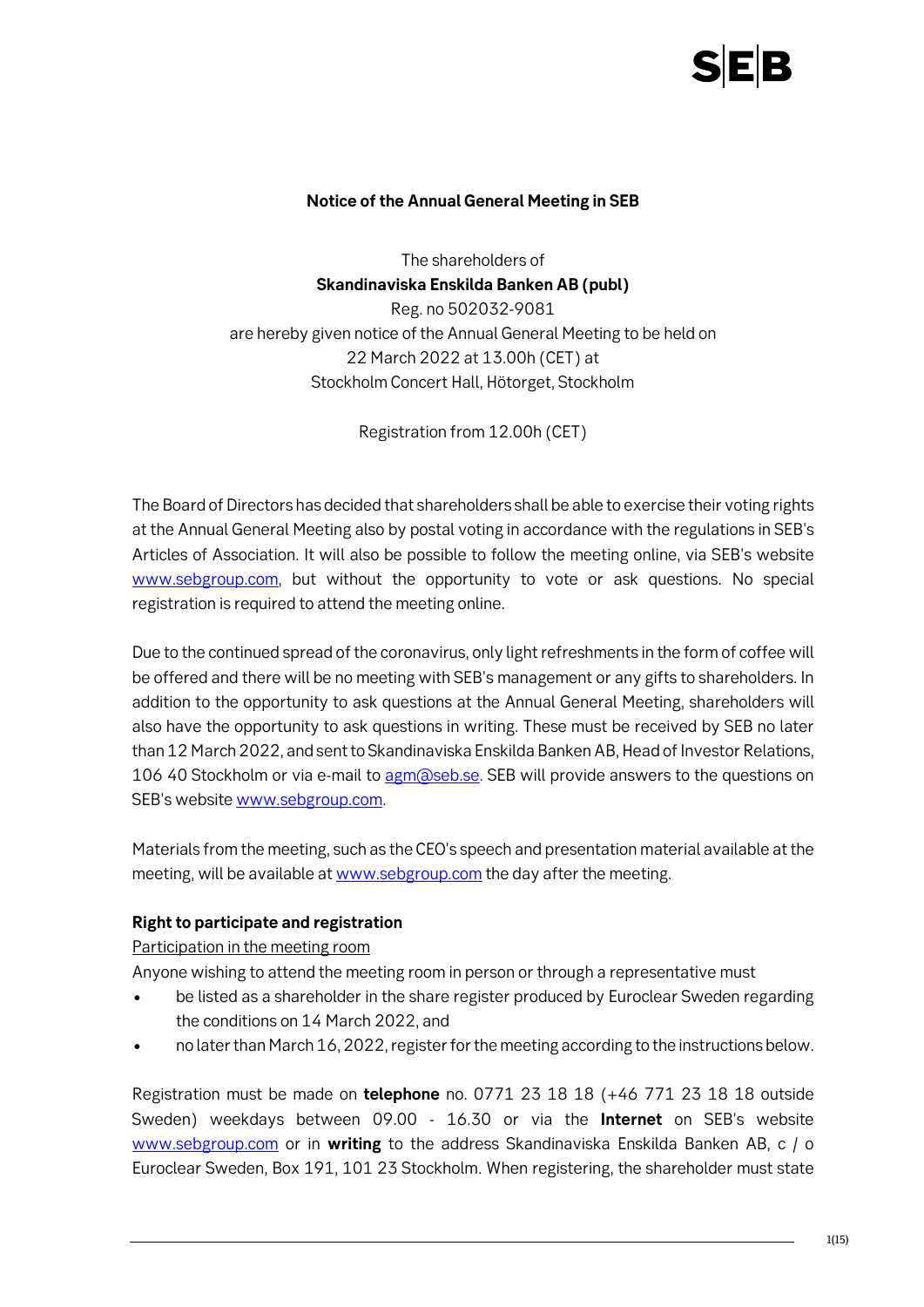# Notice of the Annual General Meeting in SEB

The shareholders of
**Skandinaviska Enskilda Banken AB (publ)**
Reg. no 502032-9081
are hereby given notice of the Annual General Meeting to be held on
22 March 2022 at 13.00h (CET) at
Stockholm Concert Hall, Hötorget, Stockholm

Registration from 12.00h (CET)

The Board of Directors has decided that shareholders shall be able to exercise their voting rights at the Annual General Meeting also by postal voting in accordance with the regulations in SEB's Articles of Association. It will also be possible to follow the meeting online, via SEB's website www.sebgroup.com, but without the opportunity to vote or ask questions. No special registration is required to attend the meeting online.

Due to the continued spread of the coronavirus, only light refreshments in the form of coffee will be offered and there will be no meeting with SEB's management or any gifts to shareholders. In addition to the opportunity to ask questions at the Annual General Meeting, shareholders will also have the opportunity to ask questions in writing. These must be received by SEB no later than 12 March 2022, and sent to Skandinaviska Enskilda Banken AB, Head of Investor Relations, 106 40 Stockholm or via e-mail to agm@seb.se. SEB will provide answers to the questions on SEB's website www.sebgroup.com.

Materials from the meeting, such as the CEO's speech and presentation material available at the meeting, will be available at www.sebgroup.com the day after the meeting.

## Right to participate and registration

Participation in the meeting room

Anyone wishing to attend the meeting room in person or through a representative must

- be listed as a shareholder in the share register produced by Euroclear Sweden regarding the conditions on 14 March 2022, and
- no later than March 16, 2022, register for the meeting according to the instructions below.

Registration must be made on **telephone** no. 0771 23 18 18 (+46 771 23 18 18 outside Sweden) weekdays between 09.00 - 16.30 or via the **Internet** on SEB's website www.sebgroup.com or in **writing** to the address Skandinaviska Enskilda Banken AB, c / o Euroclear Sweden, Box 191, 101 23 Stockholm. When registering, the shareholder must state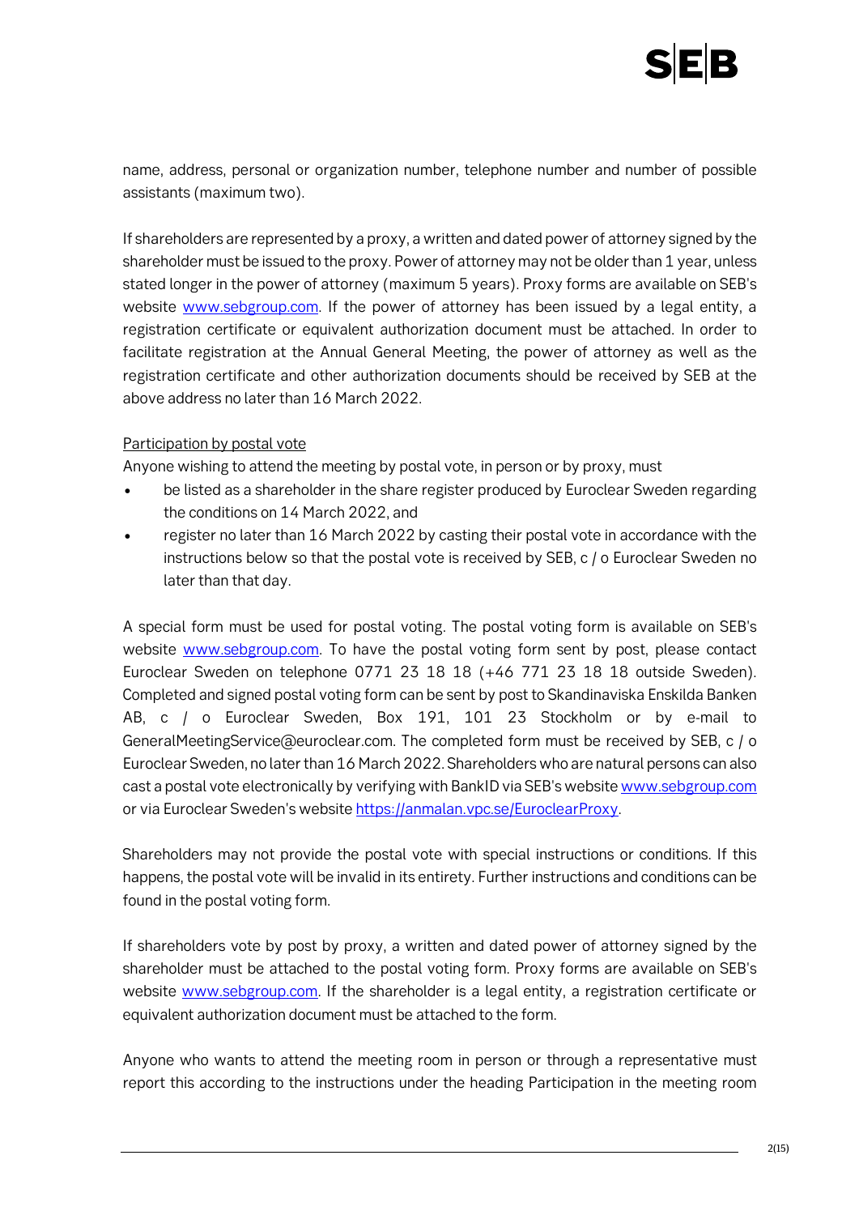name, address, personal or organization number, telephone number and number of possible assistants (maximum two).

If shareholders are represented by a proxy, a written and dated power of attorney signed by the shareholder must be issued to the proxy. Power of attorney may not be older than 1 year, unless stated longer in the power of attorney (maximum 5 years). Proxy forms are available on SEB's website www.sebgroup.com. If the power of attorney has been issued by a legal entity, a registration certificate or equivalent authorization document must be attached. In order to facilitate registration at the Annual General Meeting, the power of attorney as well as the registration certificate and other authorization documents should be received by SEB at the above address no later than 16 March 2022.

Participation by postal vote

Anyone wishing to attend the meeting by postal vote, in person or by proxy, must

- be listed as a shareholder in the share register produced by Euroclear Sweden regarding the conditions on 14 March 2022, and
- register no later than 16 March 2022 by casting their postal vote in accordance with the instructions below so that the postal vote is received by SEB, c / o Euroclear Sweden no later than that day.

A special form must be used for postal voting. The postal voting form is available on SEB's website www.sebgroup.com. To have the postal voting form sent by post, please contact Euroclear Sweden on telephone 0771 23 18 18 (+46 771 23 18 18 outside Sweden). Completed and signed postal voting form can be sent by post to Skandinaviska Enskilda Banken AB, c / o Euroclear Sweden, Box 191, 101 23 Stockholm or by e-mail to GeneralMeetingService@euroclear.com. The completed form must be received by SEB, c / o Euroclear Sweden, no later than 16 March 2022. Shareholders who are natural persons can also cast a postal vote electronically by verifying with BankID via SEB's website www.sebgroup.com or via Euroclear Sweden's website https://anmalan.vpc.se/EuroclearProxy.

Shareholders may not provide the postal vote with special instructions or conditions. If this happens, the postal vote will be invalid in its entirety. Further instructions and conditions can be found in the postal voting form.

If shareholders vote by post by proxy, a written and dated power of attorney signed by the shareholder must be attached to the postal voting form. Proxy forms are available on SEB's website www.sebgroup.com. If the shareholder is a legal entity, a registration certificate or equivalent authorization document must be attached to the form.

Anyone who wants to attend the meeting room in person or through a representative must report this according to the instructions under the heading Participation in the meeting room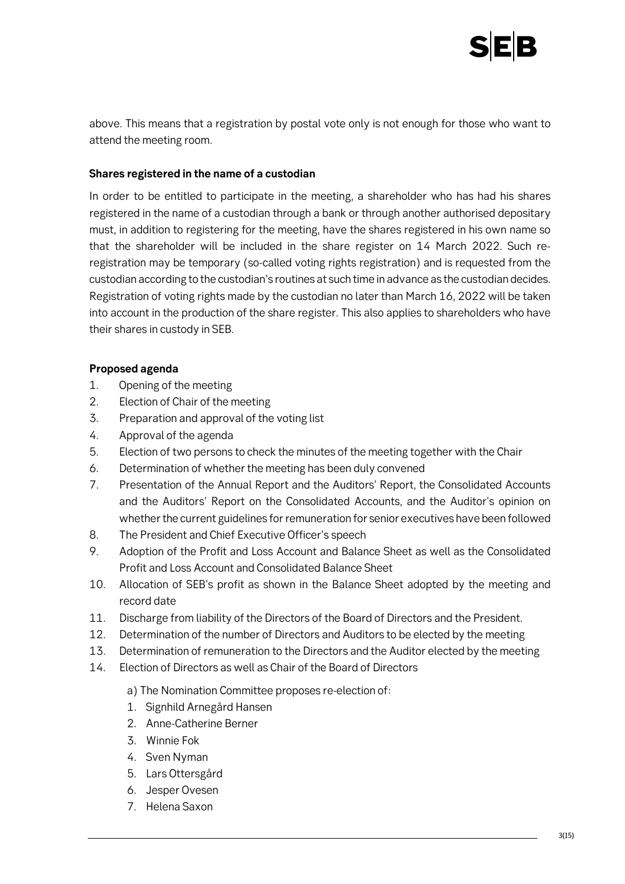above. This means that a registration by postal vote only is not enough for those who want to attend the meeting room.

**Shares registered in the name of a custodian**

In order to be entitled to participate in the meeting, a shareholder who has had his shares registered in the name of a custodian through a bank or through another authorised depositary must, in addition to registering for the meeting, have the shares registered in his own name so that the shareholder will be included in the share register on 14 March 2022. Such re-registration may be temporary (so-called voting rights registration) and is requested from the custodian according to the custodian's routines at such time in advance as the custodian decides. Registration of voting rights made by the custodian no later than March 16, 2022 will be taken into account in the production of the share register. This also applies to shareholders who have their shares in custody in SEB.

**Proposed agenda**

1. Opening of the meeting
2. Election of Chair of the meeting
3. Preparation and approval of the voting list
4. Approval of the agenda
5. Election of two persons to check the minutes of the meeting together with the Chair
6. Determination of whether the meeting has been duly convened
7. Presentation of the Annual Report and the Auditors' Report, the Consolidated Accounts and the Auditors' Report on the Consolidated Accounts, and the Auditor's opinion on whether the current guidelines for remuneration for senior executives have been followed
8. The President and Chief Executive Officer's speech
9. Adoption of the Profit and Loss Account and Balance Sheet as well as the Consolidated Profit and Loss Account and Consolidated Balance Sheet
10. Allocation of SEB's profit as shown in the Balance Sheet adopted by the meeting and record date
11. Discharge from liability of the Directors of the Board of Directors and the President.
12. Determination of the number of Directors and Auditors to be elected by the meeting
13. Determination of remuneration to the Directors and the Auditor elected by the meeting
14. Election of Directors as well as Chair of the Board of Directors

    a) The Nomination Committee proposes re-election of:

    1. Signhild Arnegård Hansen
    2. Anne-Catherine Berner
    3. Winnie Fok
    4. Sven Nyman
    5. Lars Ottersgård
    6. Jesper Ovesen
    7. Helena Saxon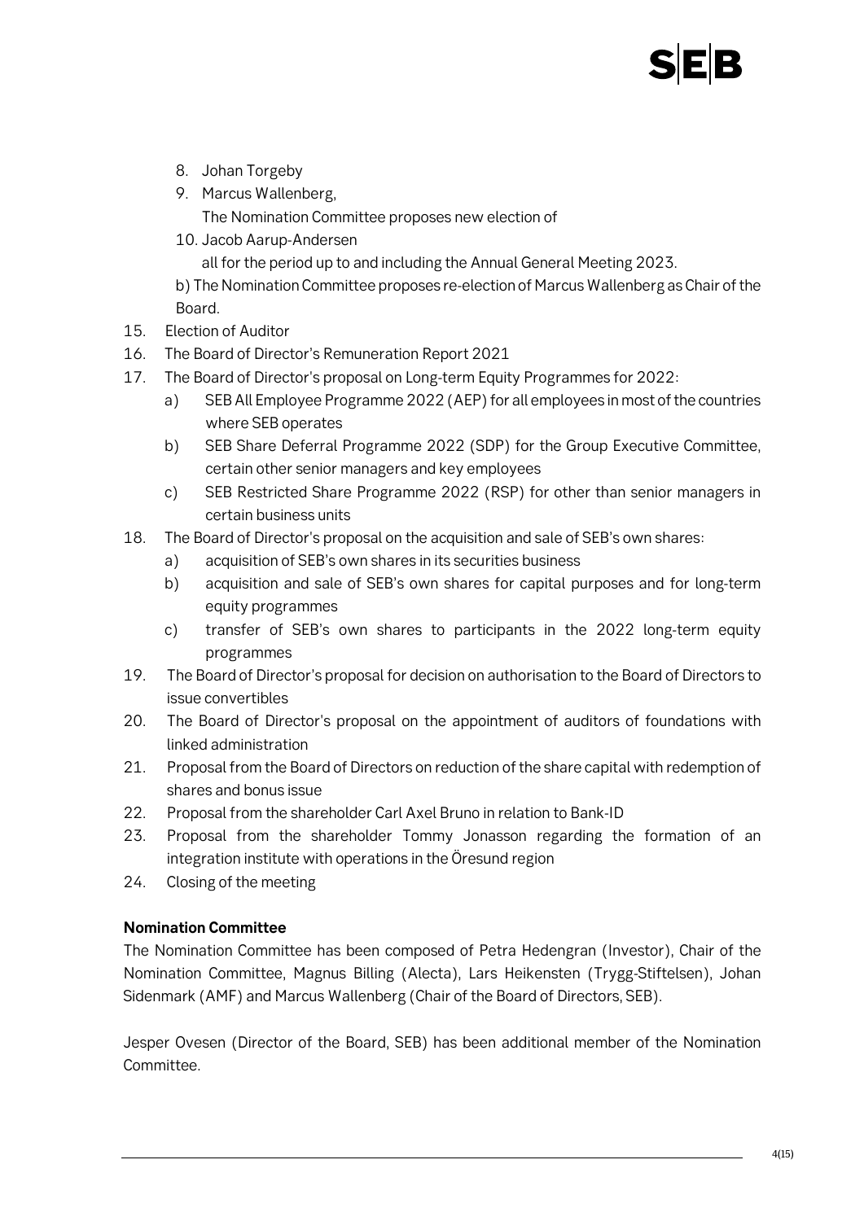8. Johan Torgeby
9. Marcus Wallenberg,

   The Nomination Committee proposes new election of

10. Jacob Aarup-Andersen

    all for the period up to and including the Annual General Meeting 2023.

   b) The Nomination Committee proposes re-election of Marcus Wallenberg as Chair of the Board.

15. Election of Auditor
16. The Board of Director's Remuneration Report 2021
17. The Board of Director's proposal on Long-term Equity Programmes for 2022:
    a) SEB All Employee Programme 2022 (AEP) for all employees in most of the countries where SEB operates
    b) SEB Share Deferral Programme 2022 (SDP) for the Group Executive Committee, certain other senior managers and key employees
    c) SEB Restricted Share Programme 2022 (RSP) for other than senior managers in certain business units
18. The Board of Director's proposal on the acquisition and sale of SEB's own shares:
    a) acquisition of SEB's own shares in its securities business
    b) acquisition and sale of SEB's own shares for capital purposes and for long-term equity programmes
    c) transfer of SEB's own shares to participants in the 2022 long-term equity programmes
19. The Board of Director's proposal for decision on authorisation to the Board of Directors to issue convertibles
20. The Board of Director's proposal on the appointment of auditors of foundations with linked administration
21. Proposal from the Board of Directors on reduction of the share capital with redemption of shares and bonus issue
22. Proposal from the shareholder Carl Axel Bruno in relation to Bank-ID
23. Proposal from the shareholder Tommy Jonasson regarding the formation of an integration institute with operations in the Öresund region
24. Closing of the meeting

**Nomination Committee**

The Nomination Committee has been composed of Petra Hedengran (Investor), Chair of the Nomination Committee, Magnus Billing (Alecta), Lars Heikensten (Trygg-Stiftelsen), Johan Sidenmark (AMF) and Marcus Wallenberg (Chair of the Board of Directors, SEB).

Jesper Ovesen (Director of the Board, SEB) has been additional member of the Nomination Committee.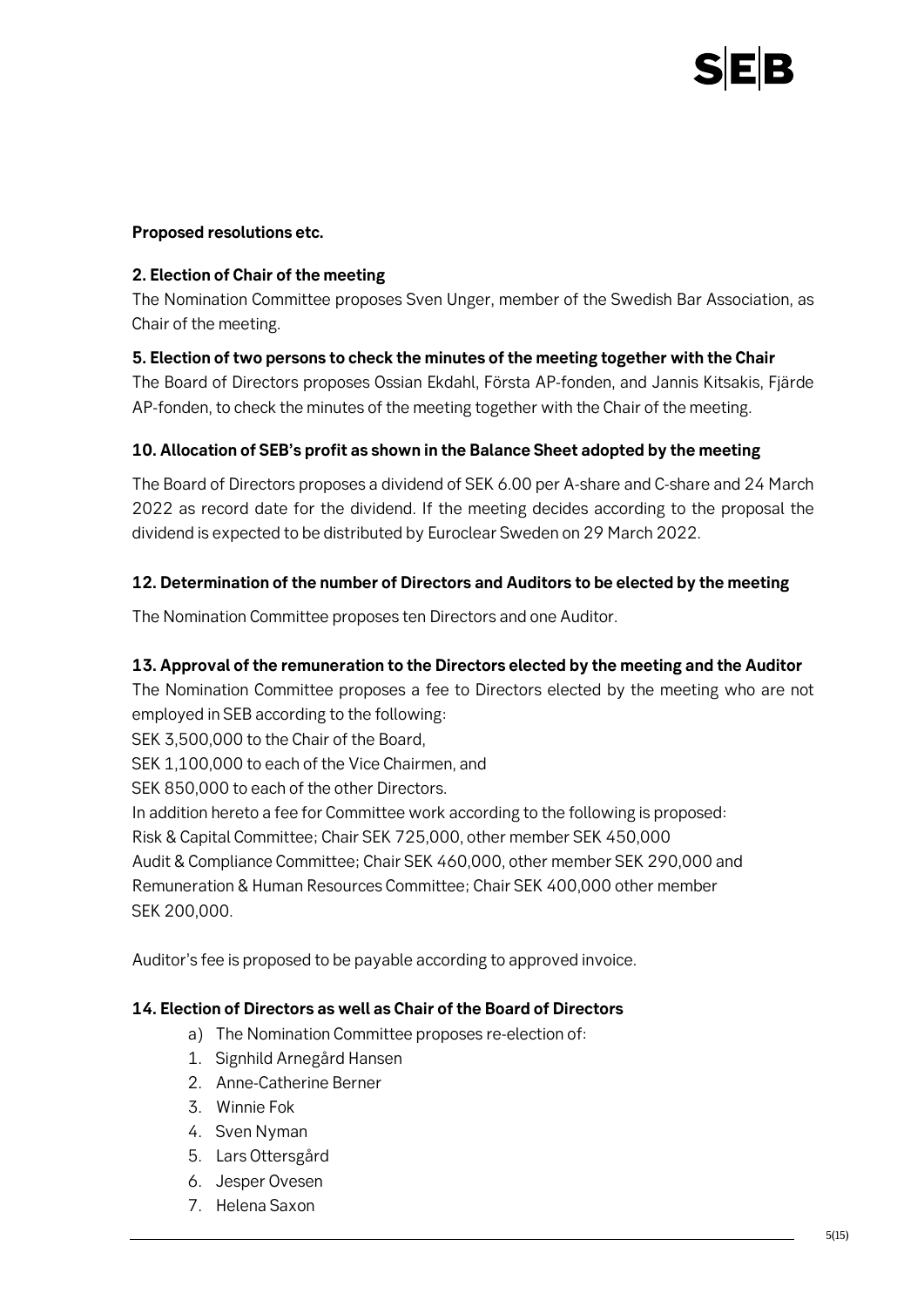**Proposed resolutions etc.**

**2. Election of Chair of the meeting**

The Nomination Committee proposes Sven Unger, member of the Swedish Bar Association, as Chair of the meeting.

**5. Election of two persons to check the minutes of the meeting together with the Chair**

The Board of Directors proposes Ossian Ekdahl, Första AP-fonden, and Jannis Kitsakis, Fjärde AP-fonden, to check the minutes of the meeting together with the Chair of the meeting.

**10. Allocation of SEB's profit as shown in the Balance Sheet adopted by the meeting**

The Board of Directors proposes a dividend of SEK 6.00 per A-share and C-share and 24 March 2022 as record date for the dividend. If the meeting decides according to the proposal the dividend is expected to be distributed by Euroclear Sweden on 29 March 2022.

**12. Determination of the number of Directors and Auditors to be elected by the meeting**

The Nomination Committee proposes ten Directors and one Auditor.

**13. Approval of the remuneration to the Directors elected by the meeting and the Auditor**

The Nomination Committee proposes a fee to Directors elected by the meeting who are not employed in SEB according to the following:
SEK 3,500,000 to the Chair of the Board,
SEK 1,100,000 to each of the Vice Chairmen, and
SEK 850,000 to each of the other Directors.
In addition hereto a fee for Committee work according to the following is proposed:
Risk & Capital Committee; Chair SEK 725,000, other member SEK 450,000
Audit & Compliance Committee; Chair SEK 460,000, other member SEK 290,000 and
Remuneration & Human Resources Committee; Chair SEK 400,000 other member SEK 200,000.

Auditor's fee is proposed to be payable according to approved invoice.

**14. Election of Directors as well as Chair of the Board of Directors**

a) The Nomination Committee proposes re-election of:

1. Signhild Arnegård Hansen
2. Anne-Catherine Berner
3. Winnie Fok
4. Sven Nyman
5. Lars Ottersgård
6. Jesper Ovesen
7. Helena Saxon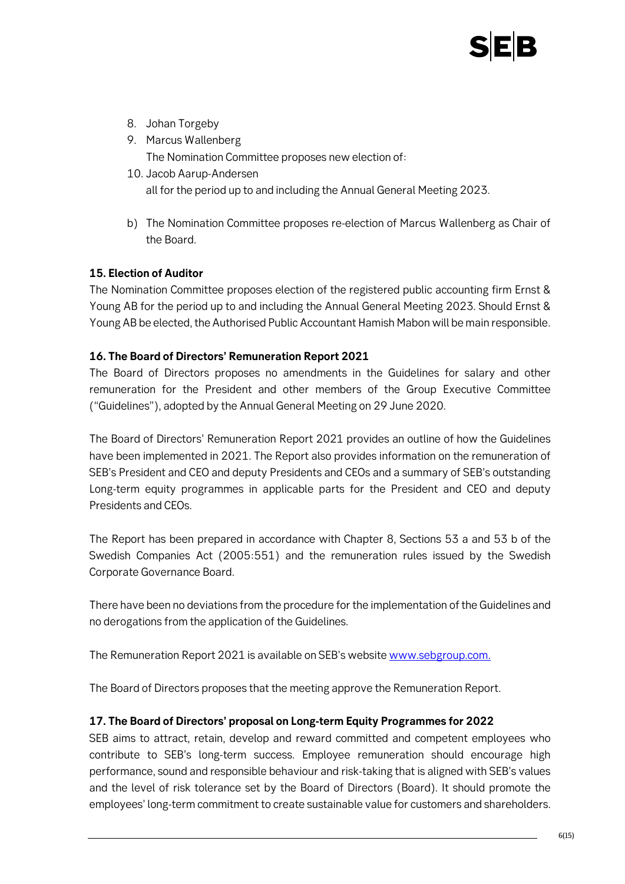8. Johan Torgeby
9. Marcus Wallenberg

   The Nomination Committee proposes new election of:

10. Jacob Aarup-Andersen

    all for the period up to and including the Annual General Meeting 2023.

b) The Nomination Committee proposes re-election of Marcus Wallenberg as Chair of the Board.

**15. Election of Auditor**

The Nomination Committee proposes election of the registered public accounting firm Ernst & Young AB for the period up to and including the Annual General Meeting 2023. Should Ernst & Young AB be elected, the Authorised Public Accountant Hamish Mabon will be main responsible.

**16. The Board of Directors' Remuneration Report 2021**

The Board of Directors proposes no amendments in the Guidelines for salary and other remuneration for the President and other members of the Group Executive Committee ("Guidelines"), adopted by the Annual General Meeting on 29 June 2020.

The Board of Directors' Remuneration Report 2021 provides an outline of how the Guidelines have been implemented in 2021. The Report also provides information on the remuneration of SEB's President and CEO and deputy Presidents and CEOs and a summary of SEB's outstanding Long-term equity programmes in applicable parts for the President and CEO and deputy Presidents and CEOs.

The Report has been prepared in accordance with Chapter 8, Sections 53 a and 53 b of the Swedish Companies Act (2005:551) and the remuneration rules issued by the Swedish Corporate Governance Board.

There have been no deviations from the procedure for the implementation of the Guidelines and no derogations from the application of the Guidelines.

The Remuneration Report 2021 is available on SEB's website www.sebgroup.com.

The Board of Directors proposes that the meeting approve the Remuneration Report.

**17. The Board of Directors' proposal on Long-term Equity Programmes for 2022**

SEB aims to attract, retain, develop and reward committed and competent employees who contribute to SEB's long-term success. Employee remuneration should encourage high performance, sound and responsible behaviour and risk-taking that is aligned with SEB's values and the level of risk tolerance set by the Board of Directors (Board). It should promote the employees' long-term commitment to create sustainable value for customers and shareholders.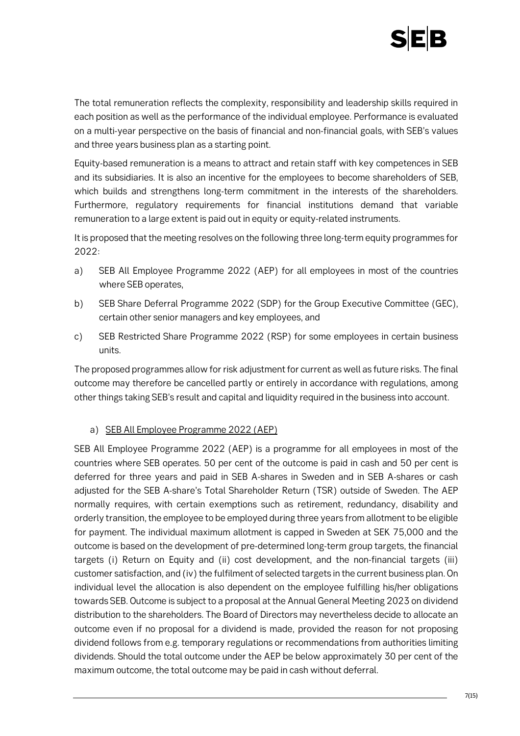The total remuneration reflects the complexity, responsibility and leadership skills required in each position as well as the performance of the individual employee. Performance is evaluated on a multi-year perspective on the basis of financial and non-financial goals, with SEB's values and three years business plan as a starting point.

Equity-based remuneration is a means to attract and retain staff with key competences in SEB and its subsidiaries. It is also an incentive for the employees to become shareholders of SEB, which builds and strengthens long-term commitment in the interests of the shareholders. Furthermore, regulatory requirements for financial institutions demand that variable remuneration to a large extent is paid out in equity or equity-related instruments.

It is proposed that the meeting resolves on the following three long-term equity programmes for 2022:

a) SEB All Employee Programme 2022 (AEP) for all employees in most of the countries where SEB operates,

b) SEB Share Deferral Programme 2022 (SDP) for the Group Executive Committee (GEC), certain other senior managers and key employees, and

c) SEB Restricted Share Programme 2022 (RSP) for some employees in certain business units.

The proposed programmes allow for risk adjustment for current as well as future risks. The final outcome may therefore be cancelled partly or entirely in accordance with regulations, among other things taking SEB's result and capital and liquidity required in the business into account.

a) SEB All Employee Programme 2022 (AEP)

SEB All Employee Programme 2022 (AEP) is a programme for all employees in most of the countries where SEB operates. 50 per cent of the outcome is paid in cash and 50 per cent is deferred for three years and paid in SEB A-shares in Sweden and in SEB A-shares or cash adjusted for the SEB A-share's Total Shareholder Return (TSR) outside of Sweden. The AEP normally requires, with certain exemptions such as retirement, redundancy, disability and orderly transition, the employee to be employed during three years from allotment to be eligible for payment. The individual maximum allotment is capped in Sweden at SEK 75,000 and the outcome is based on the development of pre-determined long-term group targets, the financial targets (i) Return on Equity and (ii) cost development, and the non-financial targets (iii) customer satisfaction, and (iv) the fulfilment of selected targets in the current business plan. On individual level the allocation is also dependent on the employee fulfilling his/her obligations towards SEB. Outcome is subject to a proposal at the Annual General Meeting 2023 on dividend distribution to the shareholders. The Board of Directors may nevertheless decide to allocate an outcome even if no proposal for a dividend is made, provided the reason for not proposing dividend follows from e.g. temporary regulations or recommendations from authorities limiting dividends. Should the total outcome under the AEP be below approximately 30 per cent of the maximum outcome, the total outcome may be paid in cash without deferral.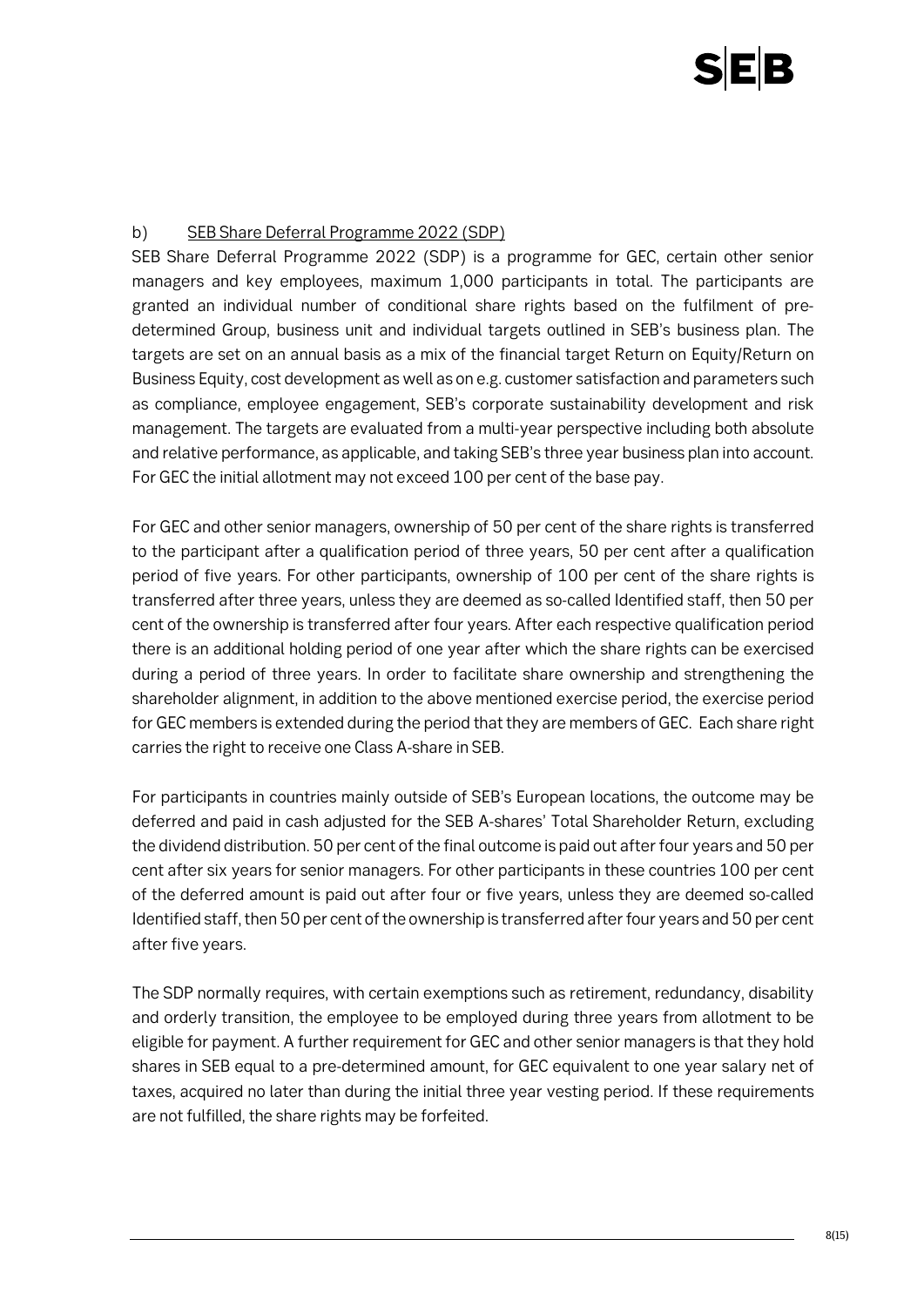b) <u>SEB Share Deferral Programme 2022 (SDP)</u>

SEB Share Deferral Programme 2022 (SDP) is a programme for GEC, certain other senior managers and key employees, maximum 1,000 participants in total. The participants are granted an individual number of conditional share rights based on the fulfilment of pre-determined Group, business unit and individual targets outlined in SEB's business plan. The targets are set on an annual basis as a mix of the financial target Return on Equity/Return on Business Equity, cost development as well as on e.g. customer satisfaction and parameters such as compliance, employee engagement, SEB's corporate sustainability development and risk management. The targets are evaluated from a multi-year perspective including both absolute and relative performance, as applicable, and taking SEB's three year business plan into account. For GEC the initial allotment may not exceed 100 per cent of the base pay.

For GEC and other senior managers, ownership of 50 per cent of the share rights is transferred to the participant after a qualification period of three years, 50 per cent after a qualification period of five years. For other participants, ownership of 100 per cent of the share rights is transferred after three years, unless they are deemed as so-called Identified staff, then 50 per cent of the ownership is transferred after four years. After each respective qualification period there is an additional holding period of one year after which the share rights can be exercised during a period of three years. In order to facilitate share ownership and strengthening the shareholder alignment, in addition to the above mentioned exercise period, the exercise period for GEC members is extended during the period that they are members of GEC. Each share right carries the right to receive one Class A-share in SEB.

For participants in countries mainly outside of SEB's European locations, the outcome may be deferred and paid in cash adjusted for the SEB A-shares' Total Shareholder Return, excluding the dividend distribution. 50 per cent of the final outcome is paid out after four years and 50 per cent after six years for senior managers. For other participants in these countries 100 per cent of the deferred amount is paid out after four or five years, unless they are deemed so-called Identified staff, then 50 per cent of the ownership is transferred after four years and 50 per cent after five years.

The SDP normally requires, with certain exemptions such as retirement, redundancy, disability and orderly transition, the employee to be employed during three years from allotment to be eligible for payment. A further requirement for GEC and other senior managers is that they hold shares in SEB equal to a pre-determined amount, for GEC equivalent to one year salary net of taxes, acquired no later than during the initial three year vesting period. If these requirements are not fulfilled, the share rights may be forfeited.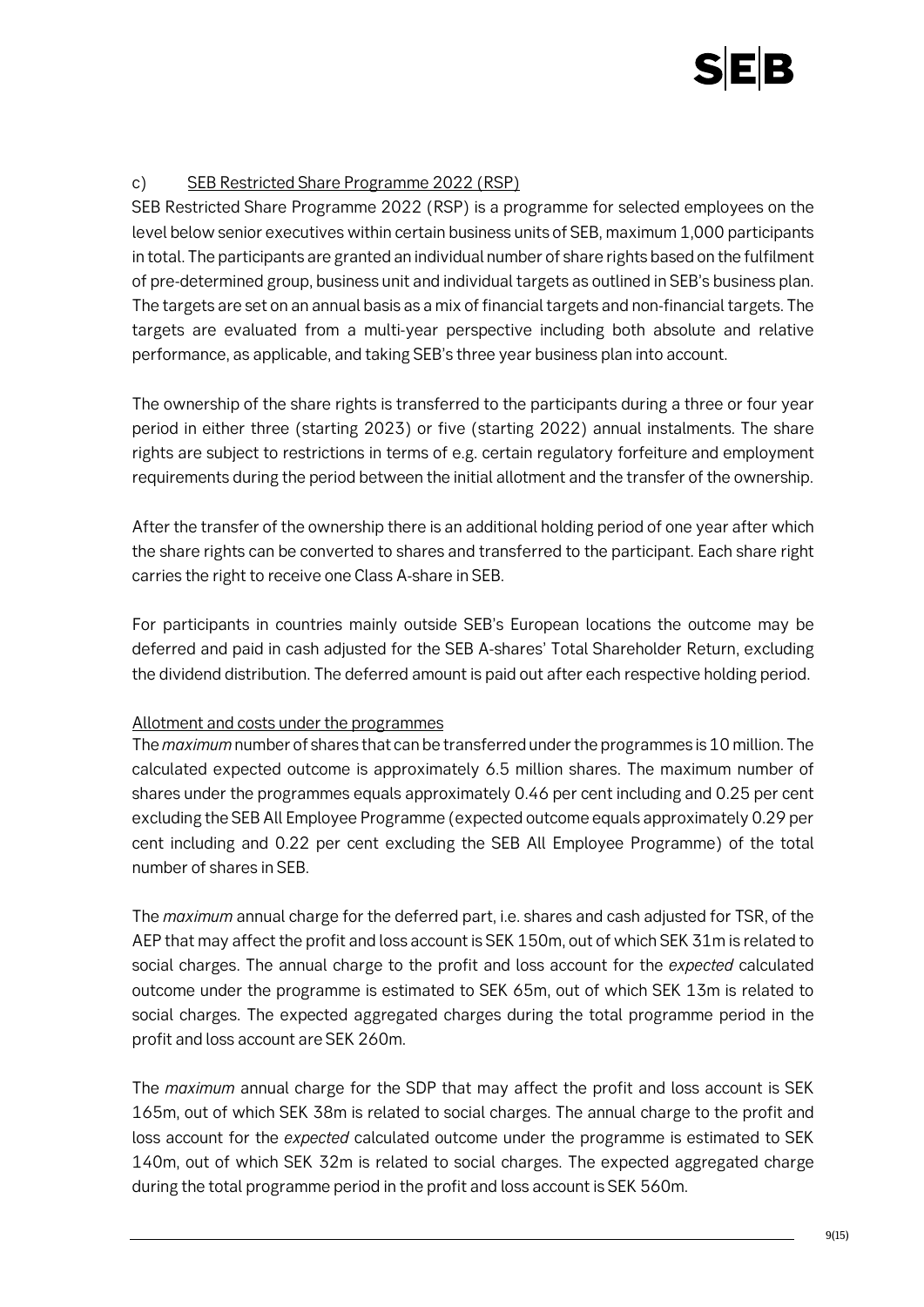### c) SEB Restricted Share Programme 2022 (RSP)

SEB Restricted Share Programme 2022 (RSP) is a programme for selected employees on the level below senior executives within certain business units of SEB, maximum 1,000 participants in total. The participants are granted an individual number of share rights based on the fulfilment of pre-determined group, business unit and individual targets as outlined in SEB's business plan. The targets are set on an annual basis as a mix of financial targets and non-financial targets. The targets are evaluated from a multi-year perspective including both absolute and relative performance, as applicable, and taking SEB's three year business plan into account.

The ownership of the share rights is transferred to the participants during a three or four year period in either three (starting 2023) or five (starting 2022) annual instalments. The share rights are subject to restrictions in terms of e.g. certain regulatory forfeiture and employment requirements during the period between the initial allotment and the transfer of the ownership.

After the transfer of the ownership there is an additional holding period of one year after which the share rights can be converted to shares and transferred to the participant. Each share right carries the right to receive one Class A-share in SEB.

For participants in countries mainly outside SEB's European locations the outcome may be deferred and paid in cash adjusted for the SEB A-shares' Total Shareholder Return, excluding the dividend distribution. The deferred amount is paid out after each respective holding period.

#### Allotment and costs under the programmes

The *maximum* number of shares that can be transferred under the programmes is 10 million. The calculated expected outcome is approximately 6.5 million shares. The maximum number of shares under the programmes equals approximately 0.46 per cent including and 0.25 per cent excluding the SEB All Employee Programme (expected outcome equals approximately 0.29 per cent including and 0.22 per cent excluding the SEB All Employee Programme) of the total number of shares in SEB.

The *maximum* annual charge for the deferred part, i.e. shares and cash adjusted for TSR, of the AEP that may affect the profit and loss account is SEK 150m, out of which SEK 31m is related to social charges. The annual charge to the profit and loss account for the *expected* calculated outcome under the programme is estimated to SEK 65m, out of which SEK 13m is related to social charges. The expected aggregated charges during the total programme period in the profit and loss account are SEK 260m.

The *maximum* annual charge for the SDP that may affect the profit and loss account is SEK 165m, out of which SEK 38m is related to social charges. The annual charge to the profit and loss account for the *expected* calculated outcome under the programme is estimated to SEK 140m, out of which SEK 32m is related to social charges. The expected aggregated charge during the total programme period in the profit and loss account is SEK 560m.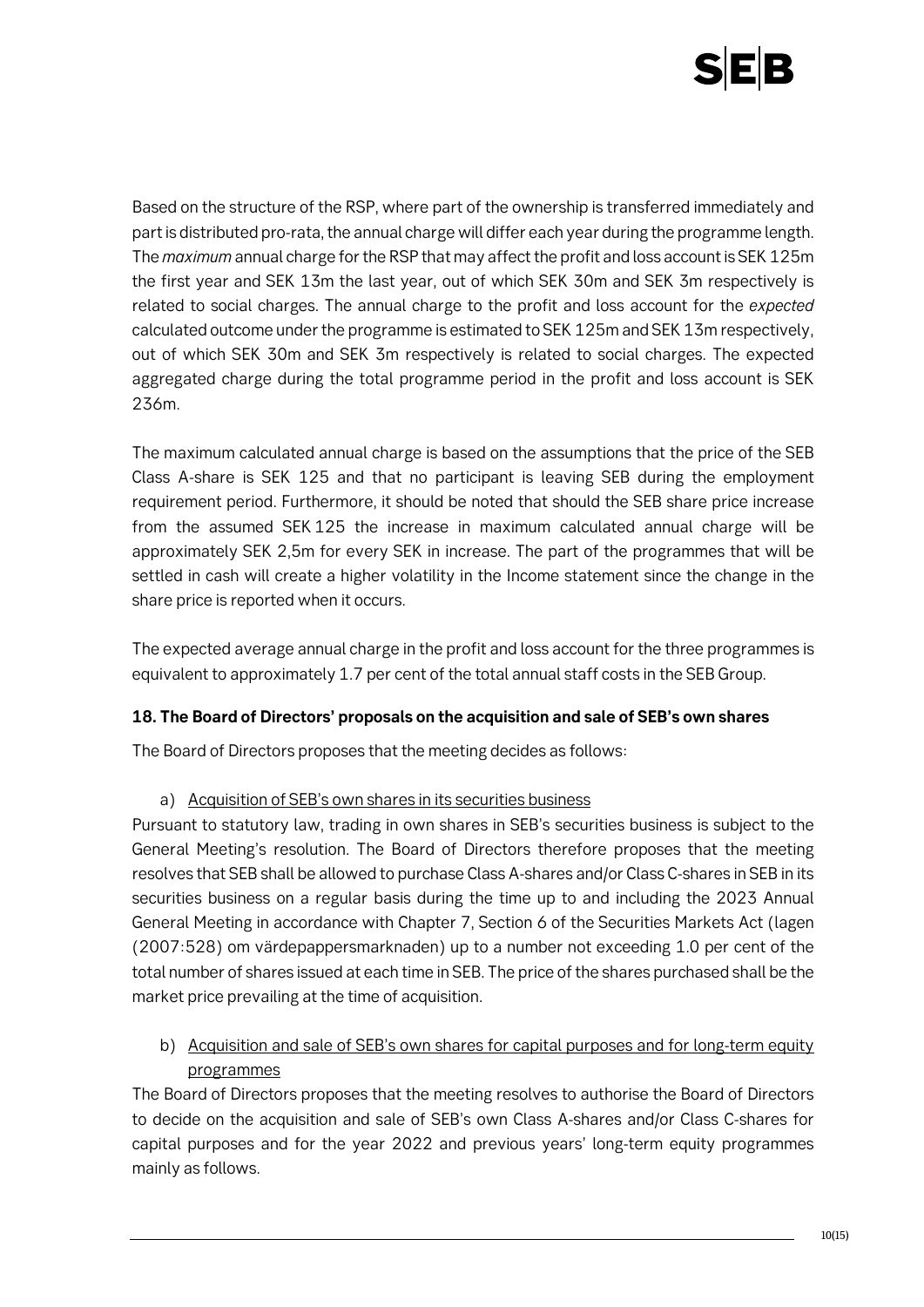Based on the structure of the RSP, where part of the ownership is transferred immediately and part is distributed pro-rata, the annual charge will differ each year during the programme length. The *maximum* annual charge for the RSP that may affect the profit and loss account is SEK 125m the first year and SEK 13m the last year, out of which SEK 30m and SEK 3m respectively is related to social charges. The annual charge to the profit and loss account for the *expected* calculated outcome under the programme is estimated to SEK 125m and SEK 13m respectively, out of which SEK 30m and SEK 3m respectively is related to social charges. The expected aggregated charge during the total programme period in the profit and loss account is SEK 236m.

The maximum calculated annual charge is based on the assumptions that the price of the SEB Class A-share is SEK 125 and that no participant is leaving SEB during the employment requirement period. Furthermore, it should be noted that should the SEB share price increase from the assumed SEK 125 the increase in maximum calculated annual charge will be approximately SEK 2,5m for every SEK in increase. The part of the programmes that will be settled in cash will create a higher volatility in the Income statement since the change in the share price is reported when it occurs.

The expected average annual charge in the profit and loss account for the three programmes is equivalent to approximately 1.7 per cent of the total annual staff costs in the SEB Group.

### 18. The Board of Directors' proposals on the acquisition and sale of SEB's own shares

The Board of Directors proposes that the meeting decides as follows:

a) Acquisition of SEB's own shares in its securities business

Pursuant to statutory law, trading in own shares in SEB's securities business is subject to the General Meeting's resolution. The Board of Directors therefore proposes that the meeting resolves that SEB shall be allowed to purchase Class A-shares and/or Class C-shares in SEB in its securities business on a regular basis during the time up to and including the 2023 Annual General Meeting in accordance with Chapter 7, Section 6 of the Securities Markets Act (lagen (2007:528) om värdepappersmarknaden) up to a number not exceeding 1.0 per cent of the total number of shares issued at each time in SEB. The price of the shares purchased shall be the market price prevailing at the time of acquisition.

b) Acquisition and sale of SEB's own shares for capital purposes and for long-term equity programmes

The Board of Directors proposes that the meeting resolves to authorise the Board of Directors to decide on the acquisition and sale of SEB's own Class A-shares and/or Class C-shares for capital purposes and for the year 2022 and previous years' long-term equity programmes mainly as follows.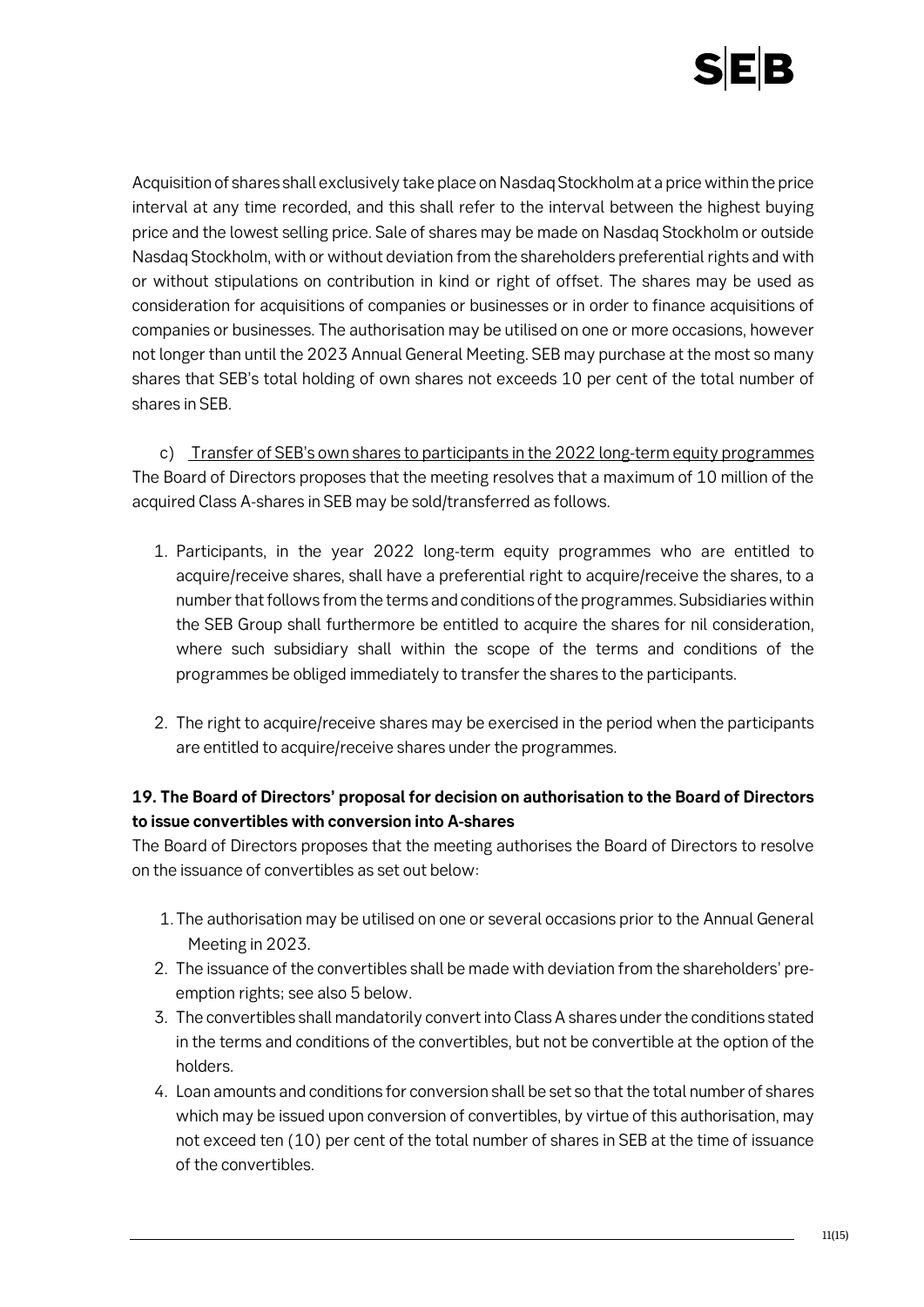Acquisition of shares shall exclusively take place on Nasdaq Stockholm at a price within the price interval at any time recorded, and this shall refer to the interval between the highest buying price and the lowest selling price. Sale of shares may be made on Nasdaq Stockholm or outside Nasdaq Stockholm, with or without deviation from the shareholders preferential rights and with or without stipulations on contribution in kind or right of offset. The shares may be used as consideration for acquisitions of companies or businesses or in order to finance acquisitions of companies or businesses. The authorisation may be utilised on one or more occasions, however not longer than until the 2023 Annual General Meeting. SEB may purchase at the most so many shares that SEB's total holding of own shares not exceeds 10 per cent of the total number of shares in SEB.

c) Transfer of SEB's own shares to participants in the 2022 long-term equity programmes

The Board of Directors proposes that the meeting resolves that a maximum of 10 million of the acquired Class A-shares in SEB may be sold/transferred as follows.

1. Participants, in the year 2022 long-term equity programmes who are entitled to acquire/receive shares, shall have a preferential right to acquire/receive the shares, to a number that follows from the terms and conditions of the programmes. Subsidiaries within the SEB Group shall furthermore be entitled to acquire the shares for nil consideration, where such subsidiary shall within the scope of the terms and conditions of the programmes be obliged immediately to transfer the shares to the participants.

2. The right to acquire/receive shares may be exercised in the period when the participants are entitled to acquire/receive shares under the programmes.

**19. The Board of Directors' proposal for decision on authorisation to the Board of Directors to issue convertibles with conversion into A-shares**

The Board of Directors proposes that the meeting authorises the Board of Directors to resolve on the issuance of convertibles as set out below:

1. The authorisation may be utilised on one or several occasions prior to the Annual General Meeting in 2023.
2. The issuance of the convertibles shall be made with deviation from the shareholders' pre-emption rights; see also 5 below.
3. The convertibles shall mandatorily convert into Class A shares under the conditions stated in the terms and conditions of the convertibles, but not be convertible at the option of the holders.
4. Loan amounts and conditions for conversion shall be set so that the total number of shares which may be issued upon conversion of convertibles, by virtue of this authorisation, may not exceed ten (10) per cent of the total number of shares in SEB at the time of issuance of the convertibles.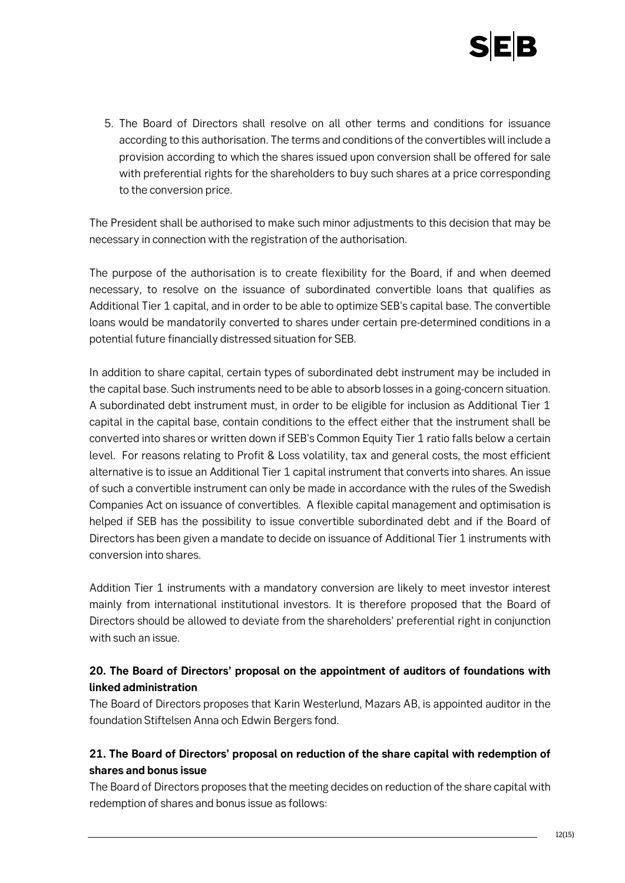5. The Board of Directors shall resolve on all other terms and conditions for issuance according to this authorisation. The terms and conditions of the convertibles will include a provision according to which the shares issued upon conversion shall be offered for sale with preferential rights for the shareholders to buy such shares at a price corresponding to the conversion price.

The President shall be authorised to make such minor adjustments to this decision that may be necessary in connection with the registration of the authorisation.

The purpose of the authorisation is to create flexibility for the Board, if and when deemed necessary, to resolve on the issuance of subordinated convertible loans that qualifies as Additional Tier 1 capital, and in order to be able to optimize SEB's capital base. The convertible loans would be mandatorily converted to shares under certain pre-determined conditions in a potential future financially distressed situation for SEB.

In addition to share capital, certain types of subordinated debt instrument may be included in the capital base. Such instruments need to be able to absorb losses in a going-concern situation. A subordinated debt instrument must, in order to be eligible for inclusion as Additional Tier 1 capital in the capital base, contain conditions to the effect either that the instrument shall be converted into shares or written down if SEB's Common Equity Tier 1 ratio falls below a certain level. For reasons relating to Profit & Loss volatility, tax and general costs, the most efficient alternative is to issue an Additional Tier 1 capital instrument that converts into shares. An issue of such a convertible instrument can only be made in accordance with the rules of the Swedish Companies Act on issuance of convertibles. A flexible capital management and optimisation is helped if SEB has the possibility to issue convertible subordinated debt and if the Board of Directors has been given a mandate to decide on issuance of Additional Tier 1 instruments with conversion into shares.

Addition Tier 1 instruments with a mandatory conversion are likely to meet investor interest mainly from international institutional investors. It is therefore proposed that the Board of Directors should be allowed to deviate from the shareholders' preferential right in conjunction with such an issue.

### 20. The Board of Directors' proposal on the appointment of auditors of foundations with linked administration

The Board of Directors proposes that Karin Westerlund, Mazars AB, is appointed auditor in the foundation Stiftelsen Anna och Edwin Bergers fond.

### 21. The Board of Directors' proposal on reduction of the share capital with redemption of shares and bonus issue

The Board of Directors proposes that the meeting decides on reduction of the share capital with redemption of shares and bonus issue as follows: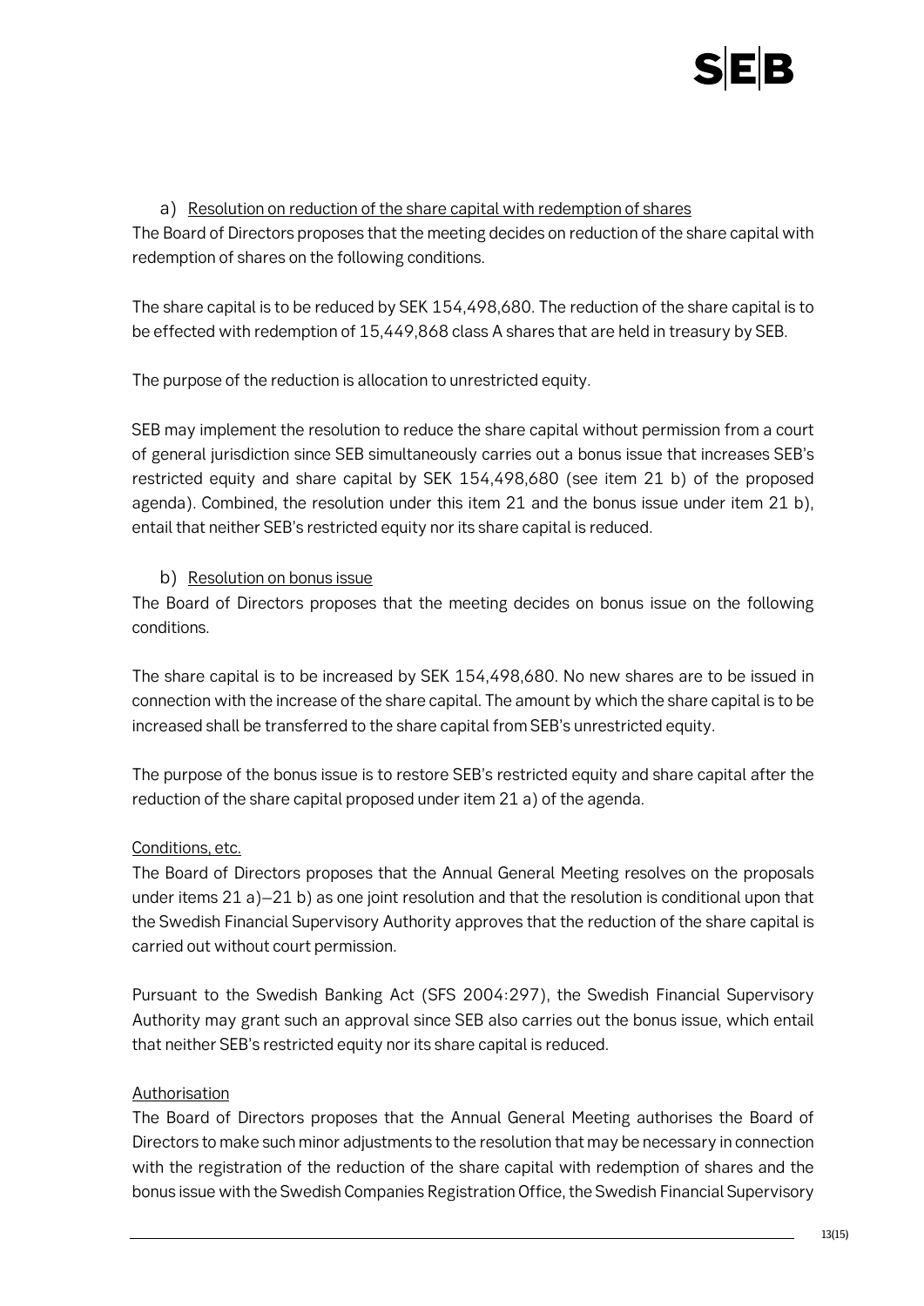a) Resolution on reduction of the share capital with redemption of shares

The Board of Directors proposes that the meeting decides on reduction of the share capital with redemption of shares on the following conditions.

The share capital is to be reduced by SEK 154,498,680. The reduction of the share capital is to be effected with redemption of 15,449,868 class A shares that are held in treasury by SEB.

The purpose of the reduction is allocation to unrestricted equity.

SEB may implement the resolution to reduce the share capital without permission from a court of general jurisdiction since SEB simultaneously carries out a bonus issue that increases SEB's restricted equity and share capital by SEK 154,498,680 (see item 21 b) of the proposed agenda). Combined, the resolution under this item 21 and the bonus issue under item 21 b), entail that neither SEB's restricted equity nor its share capital is reduced.

b) Resolution on bonus issue

The Board of Directors proposes that the meeting decides on bonus issue on the following conditions.

The share capital is to be increased by SEK 154,498,680. No new shares are to be issued in connection with the increase of the share capital. The amount by which the share capital is to be increased shall be transferred to the share capital from SEB's unrestricted equity.

The purpose of the bonus issue is to restore SEB's restricted equity and share capital after the reduction of the share capital proposed under item 21 a) of the agenda.

Conditions, etc.

The Board of Directors proposes that the Annual General Meeting resolves on the proposals under items 21 a)–21 b) as one joint resolution and that the resolution is conditional upon that the Swedish Financial Supervisory Authority approves that the reduction of the share capital is carried out without court permission.

Pursuant to the Swedish Banking Act (SFS 2004:297), the Swedish Financial Supervisory Authority may grant such an approval since SEB also carries out the bonus issue, which entail that neither SEB's restricted equity nor its share capital is reduced.

Authorisation

The Board of Directors proposes that the Annual General Meeting authorises the Board of Directors to make such minor adjustments to the resolution that may be necessary in connection with the registration of the reduction of the share capital with redemption of shares and the bonus issue with the Swedish Companies Registration Office, the Swedish Financial Supervisory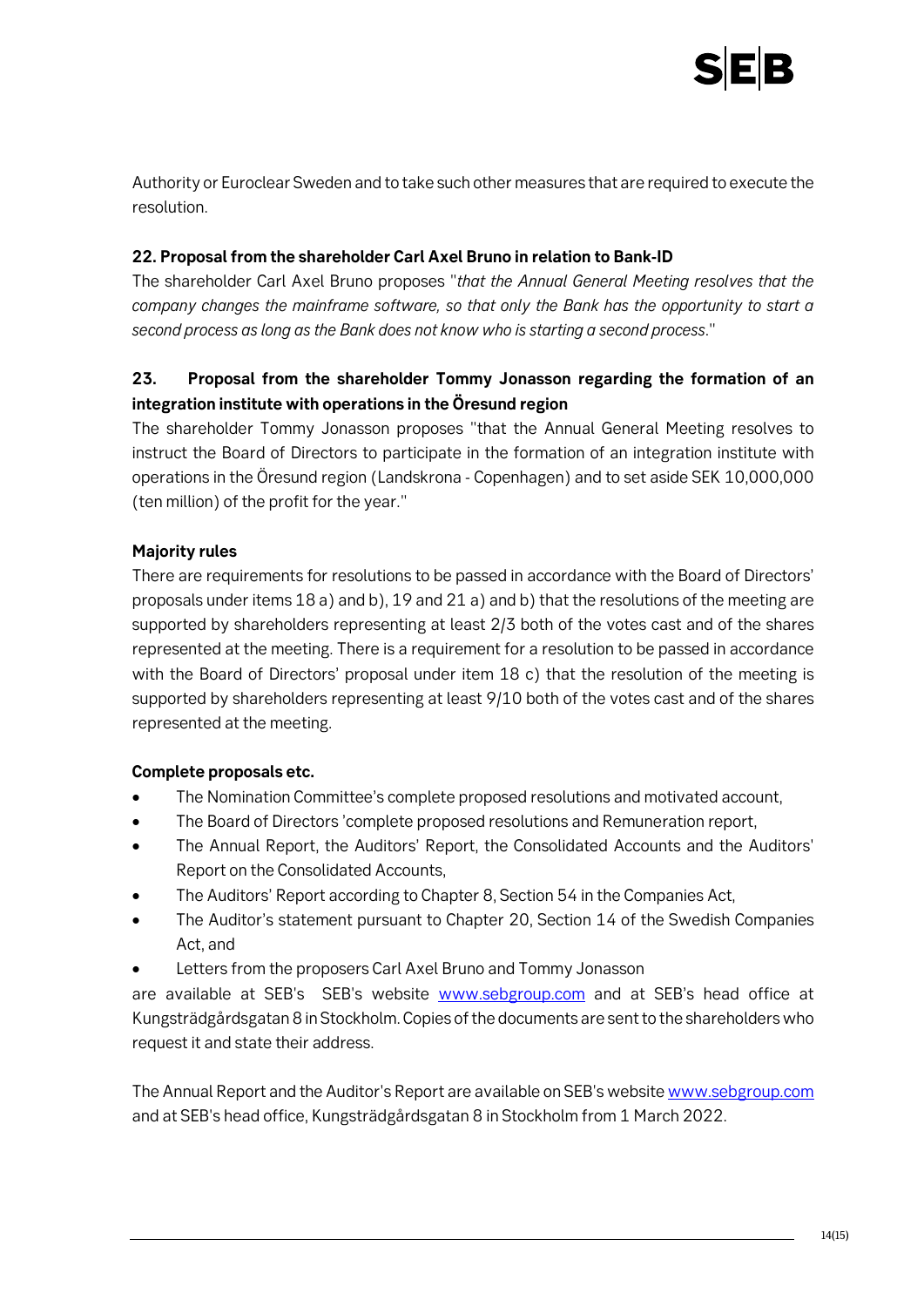Authority or Euroclear Sweden and to take such other measures that are required to execute the resolution.

**22. Proposal from the shareholder Carl Axel Bruno in relation to Bank-ID**

The shareholder Carl Axel Bruno proposes "*that the Annual General Meeting resolves that the company changes the mainframe software, so that only the Bank has the opportunity to start a second process as long as the Bank does not know who is starting a second process*."

**23. Proposal from the shareholder Tommy Jonasson regarding the formation of an integration institute with operations in the Öresund region**

The shareholder Tommy Jonasson proposes "that the Annual General Meeting resolves to instruct the Board of Directors to participate in the formation of an integration institute with operations in the Öresund region (Landskrona - Copenhagen) and to set aside SEK 10,000,000 (ten million) of the profit for the year."

**Majority rules**

There are requirements for resolutions to be passed in accordance with the Board of Directors' proposals under items 18 a) and b), 19 and 21 a) and b) that the resolutions of the meeting are supported by shareholders representing at least 2/3 both of the votes cast and of the shares represented at the meeting. There is a requirement for a resolution to be passed in accordance with the Board of Directors' proposal under item 18 c) that the resolution of the meeting is supported by shareholders representing at least 9/10 both of the votes cast and of the shares represented at the meeting.

**Complete proposals etc.**

- The Nomination Committee's complete proposed resolutions and motivated account,
- The Board of Directors 'complete proposed resolutions and Remuneration report,
- The Annual Report, the Auditors' Report, the Consolidated Accounts and the Auditors' Report on the Consolidated Accounts,
- The Auditors' Report according to Chapter 8, Section 54 in the Companies Act,
- The Auditor's statement pursuant to Chapter 20, Section 14 of the Swedish Companies Act, and
- Letters from the proposers Carl Axel Bruno and Tommy Jonasson

are available at SEB's SEB's website www.sebgroup.com and at SEB's head office at Kungsträdgårdsgatan 8 in Stockholm. Copies of the documents are sent to the shareholders who request it and state their address.

The Annual Report and the Auditor's Report are available on SEB's website www.sebgroup.com and at SEB's head office, Kungsträdgårdsgatan 8 in Stockholm from 1 March 2022.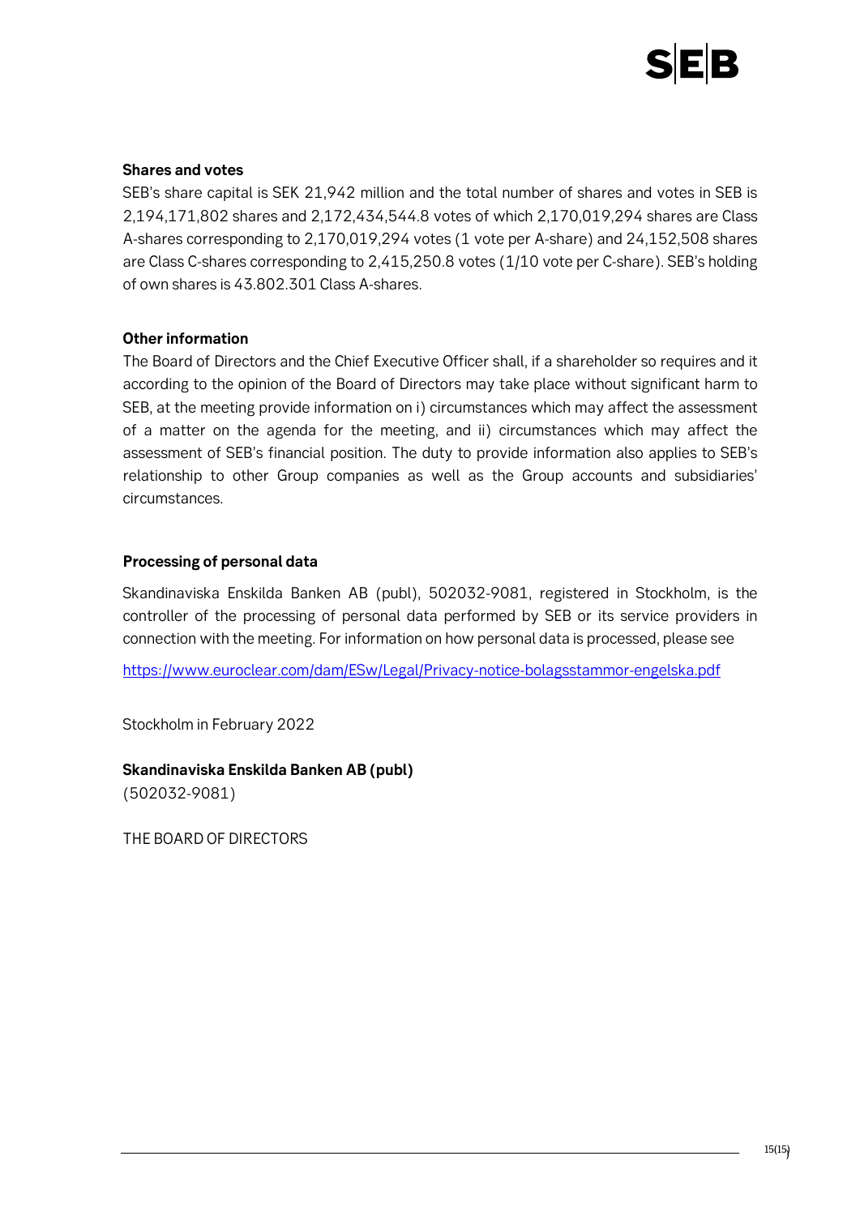### Shares and votes

SEB's share capital is SEK 21,942 million and the total number of shares and votes in SEB is 2,194,171,802 shares and 2,172,434,544.8 votes of which 2,170,019,294 shares are Class A-shares corresponding to 2,170,019,294 votes (1 vote per A-share) and 24,152,508 shares are Class C-shares corresponding to 2,415,250.8 votes (1/10 vote per C-share). SEB's holding of own shares is 43.802.301 Class A-shares.

### Other information

The Board of Directors and the Chief Executive Officer shall, if a shareholder so requires and it according to the opinion of the Board of Directors may take place without significant harm to SEB, at the meeting provide information on i) circumstances which may affect the assessment of a matter on the agenda for the meeting, and ii) circumstances which may affect the assessment of SEB's financial position. The duty to provide information also applies to SEB's relationship to other Group companies as well as the Group accounts and subsidiaries' circumstances.

### Processing of personal data

Skandinaviska Enskilda Banken AB (publ), 502032-9081, registered in Stockholm, is the controller of the processing of personal data performed by SEB or its service providers in connection with the meeting. For information on how personal data is processed, please see

https://www.euroclear.com/dam/ESw/Legal/Privacy-notice-bolagsstammor-engelska.pdf

Stockholm in February 2022

**Skandinaviska Enskilda Banken AB (publ)**
(502032-9081)

THE BOARD OF DIRECTORS